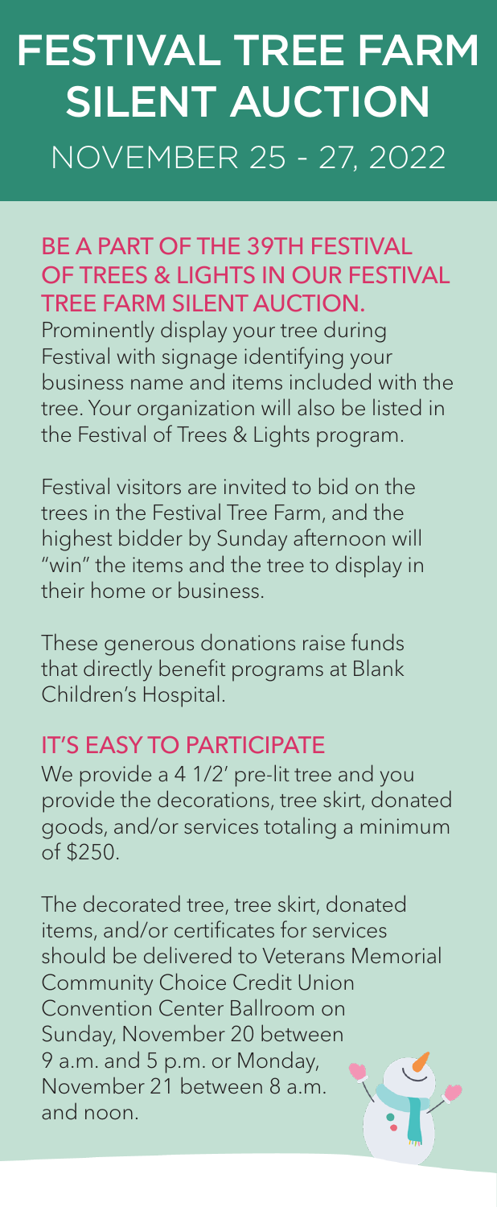# FESTIVAL TREE FARM SILENT AUCTION

## NOVEMBER 25 - 27, 2022

### BE A PART OF THE 39TH FESTIVAL OF TREES & LIGHTS IN OUR FESTIVAL TREE FARM SILENT AUCTION.

Prominently display your tree during Festival with signage identifying your business name and items included with the tree. Your organization will also be listed in the Festival of Trees & Lights program.

Festival visitors are invited to bid on the trees in the Festival Tree Farm, and the highest bidder by Sunday afternoon will "win" the items and the tree to display in their home or business.

These generous donations raise funds that directly benefit programs at Blank Children's Hospital.

### IT'S EASY TO PARTICIPATE

We provide a 4 1/2' pre-lit tree and you provide the decorations, tree skirt, donated goods, and/or services totaling a minimum of $250.

The decorated tree, tree skirt, donated items, and/or certificates for services should be delivered to Veterans Memorial Community Choice Credit Union Convention Center Ballroom on Sunday, November 20 between 9 a.m. and 5 p.m. or Monday, November 21 between 8 a.m. and noon.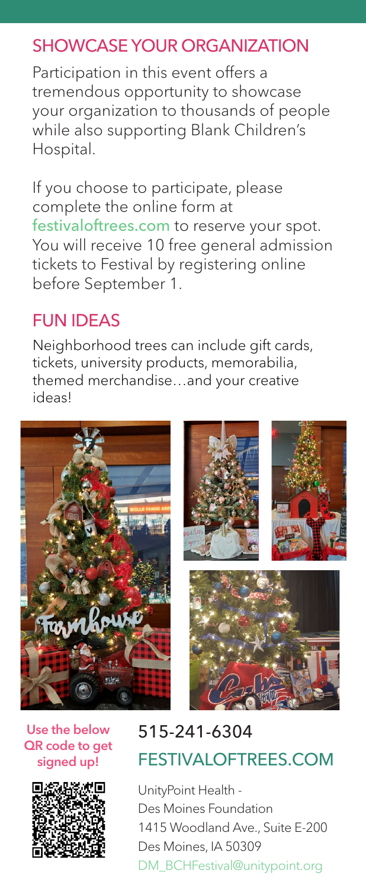## SHOWCASE YOUR ORGANIZATION

Participation in this event offers a tremendous opportunity to showcase your organization to thousands of people while also supporting Blank Children's Hospital.

If you choose to participate, please complete the online form at festivaloftrees.com to reserve your spot. You will receive 10 free general admission tickets to Festival by registering online before September 1.

## FUN IDEAS

Neighborhood trees can include gift cards, tickets, university products, memorabilia, themed merchandise…and your creative ideas!

**Use the below QR code to get signed up!**

515-241-6304

FESTIVALOFTREES.COM

UnityPoint Health -
Des Moines Foundation
1415 Woodland Ave., Suite E-200
Des Moines, IA 50309
DM_BCHFestival@unitypoint.org